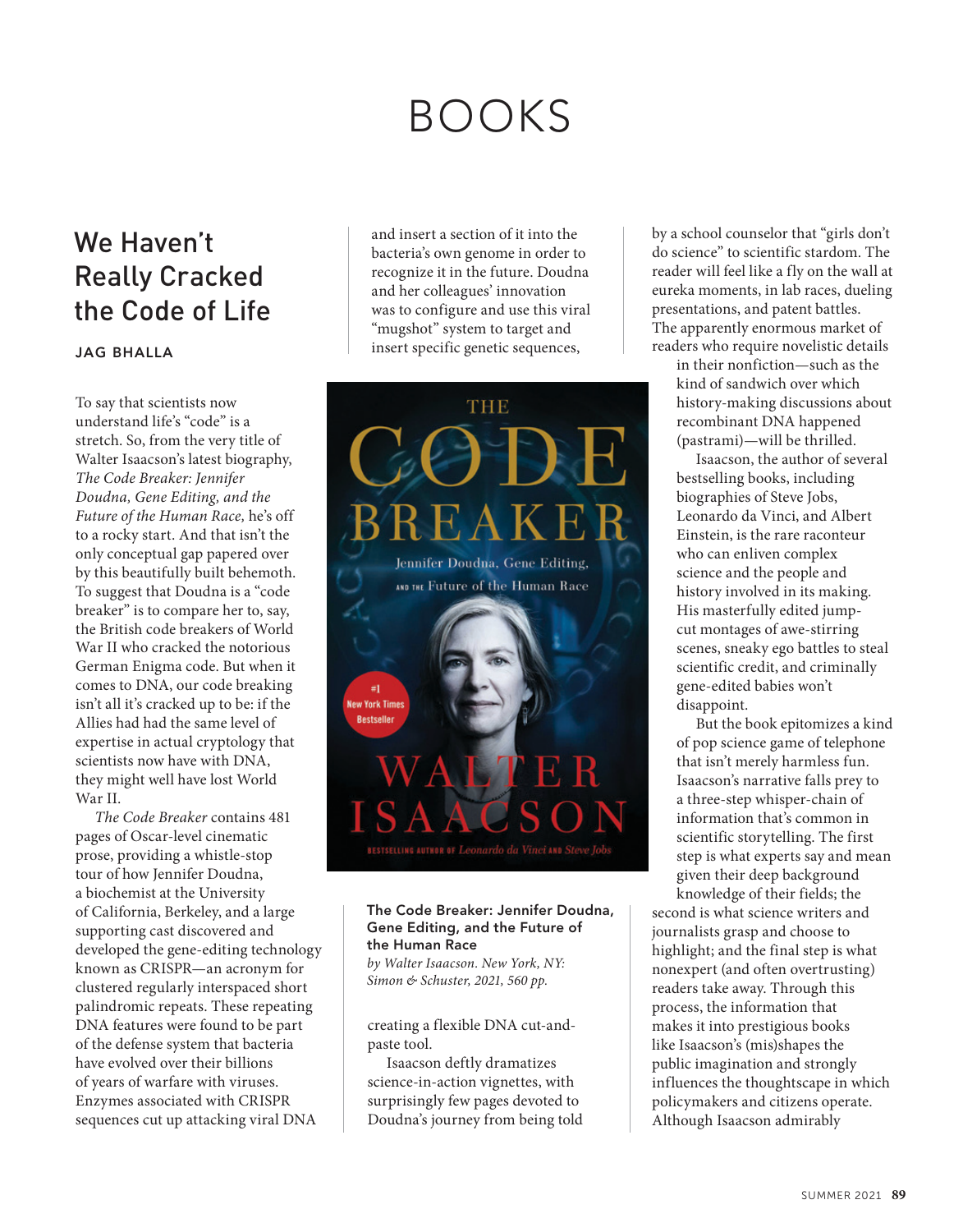# BOOKS

## We Haven't Really Cracked the Code of Life

**JAG BHALLA**

To say that scientists now understand life's "code" is a stretch. So, from the very title of Walter Isaacson's latest biography, *The Code Breaker: Jennifer Doudna, Gene Editing, and the Future of the Human Race,* he's off to a rocky start. And that isn't the only conceptual gap papered over by this beautifully built behemoth. To suggest that Doudna is a "code breaker" is to compare her to, say, the British code breakers of World War II who cracked the notorious German Enigma code. But when it comes to DNA, our code breaking isn't all it's cracked up to be: if the Allies had had the same level of expertise in actual cryptology that scientists now have with DNA, they might well have lost World War II.

*The Code Breaker* contains 481 pages of Oscar-level cinematic prose, providing a whistle-stop tour of how Jennifer Doudna, a biochemist at the University of California, Berkeley, and a large supporting cast discovered and developed the gene-editing technology known as CRISPR—an acronym for clustered regularly interspaced short palindromic repeats. These repeating DNA features were found to be part of the defense system that bacteria have evolved over their billions of years of warfare with viruses. Enzymes associated with CRISPR sequences cut up attacking viral DNA and insert a section of it into the bacteria's own genome in order to recognize it in the future. Doudna and her colleagues' innovation was to configure and use this viral "mugshot" system to target and insert specific genetic sequences, creating a flexible DNA cut-and-paste tool.

**The Code Breaker: Jennifer Doudna, Gene Editing, and the Future of the Human Race**
*by Walter Isaacson. New York, NY: Simon & Schuster, 2021, 560 pp.*

Isaacson deftly dramatizes science-in-action vignettes, with surprisingly few pages devoted to Doudna's journey from being told by a school counselor that "girls don't do science" to scientific stardom. The reader will feel like a fly on the wall at eureka moments, in lab races, dueling presentations, and patent battles. The apparently enormous market of readers who require novelistic details in their nonfiction—such as the kind of sandwich over which history-making discussions about recombinant DNA happened (pastrami)—will be thrilled.

Isaacson, the author of several bestselling books, including biographies of Steve Jobs, Leonardo da Vinci, and Albert Einstein, is the rare raconteur who can enliven complex science and the people and history involved in its making. His masterfully edited jump-cut montages of awe-stirring scenes, sneaky ego battles to steal scientific credit, and criminally gene-edited babies won't disappoint.

But the book epitomizes a kind of pop science game of telephone that isn't merely harmless fun. Isaacson's narrative falls prey to a three-step whisper-chain of information that's common in scientific storytelling. The first step is what experts say and mean given their deep background knowledge of their fields; the second is what science writers and journalists grasp and choose to highlight; and the final step is what nonexpert (and often overtrusting) readers take away. Through this process, the information that makes it into prestigious books like Isaacson's (mis)shapes the public imagination and strongly influences the thoughtscape in which policymakers and citizens operate. Although Isaacson admirably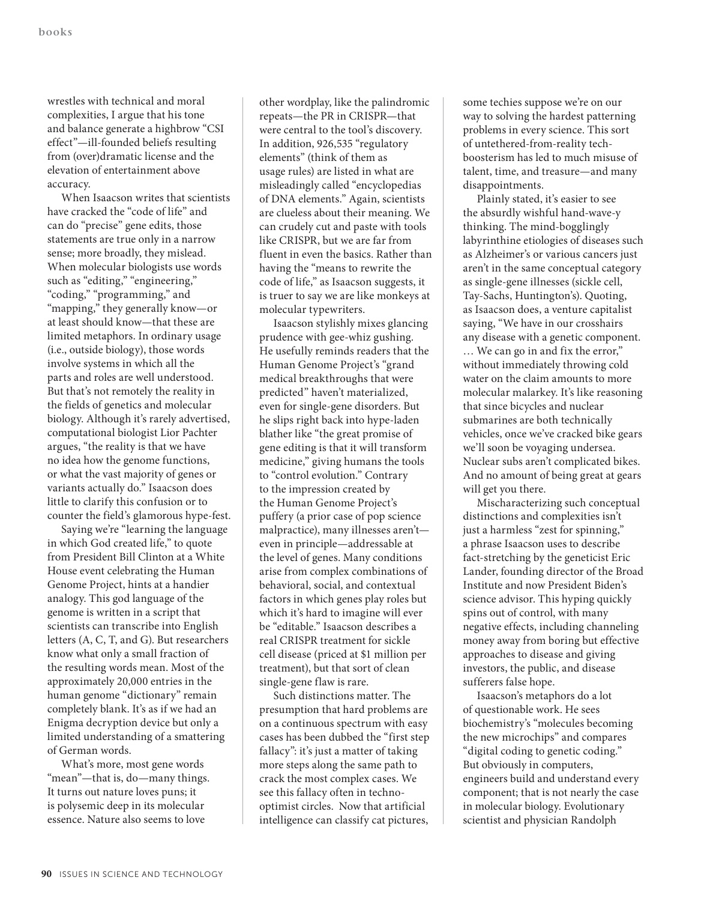wrestles with technical and moral complexities, I argue that his tone and balance generate a highbrow "CSI effect"—ill-founded beliefs resulting from (over)dramatic license and the elevation of entertainment above accuracy.

When Isaacson writes that scientists have cracked the "code of life" and can do "precise" gene edits, those statements are true only in a narrow sense; more broadly, they mislead. When molecular biologists use words such as "editing," "engineering," "coding," "programming," and "mapping," they generally know—or at least should know—that these are limited metaphors. In ordinary usage (i.e., outside biology), those words involve systems in which all the parts and roles are well understood. But that's not remotely the reality in the fields of genetics and molecular biology. Although it's rarely advertised, computational biologist Lior Pachter argues, "the reality is that we have no idea how the genome functions, or what the vast majority of genes or variants actually do." Isaacson does little to clarify this confusion or to counter the field's glamorous hype-fest.

Saying we're "learning the language in which God created life," to quote from President Bill Clinton at a White House event celebrating the Human Genome Project, hints at a handier analogy. This god language of the genome is written in a script that scientists can transcribe into English letters (A, C, T, and G). But researchers know what only a small fraction of the resulting words mean. Most of the approximately 20,000 entries in the human genome "dictionary" remain completely blank. It's as if we had an Enigma decryption device but only a limited understanding of a smattering of German words.

What's more, most gene words "mean"—that is, do—many things. It turns out nature loves puns; it is polysemic deep in its molecular essence. Nature also seems to love other wordplay, like the palindromic repeats—the PR in CRISPR—that were central to the tool's discovery. In addition, 926,535 "regulatory elements" (think of them as usage rules) are listed in what are misleadingly called "encyclopedias of DNA elements." Again, scientists are clueless about their meaning. We can crudely cut and paste with tools like CRISPR, but we are far from fluent in even the basics. Rather than having the "means to rewrite the code of life," as Isaacson suggests, it is truer to say we are like monkeys at molecular typewriters.

Isaacson stylishly mixes glancing prudence with gee-whiz gushing. He usefully reminds readers that the Human Genome Project's "grand medical breakthroughs that were predicted" haven't materialized, even for single-gene disorders. But he slips right back into hype-laden blather like "the great promise of gene editing is that it will transform medicine," giving humans the tools to "control evolution." Contrary to the impression created by the Human Genome Project's puffery (a prior case of pop science malpractice), many illnesses aren't—even in principle—addressable at the level of genes. Many conditions arise from complex combinations of behavioral, social, and contextual factors in which genes play roles but which it's hard to imagine will ever be "editable." Isaacson describes a real CRISPR treatment for sickle cell disease (priced at $1 million per treatment), but that sort of clean single-gene flaw is rare.

Such distinctions matter. The presumption that hard problems are on a continuous spectrum with easy cases has been dubbed the "first step fallacy": it's just a matter of taking more steps along the same path to crack the most complex cases. We see this fallacy often in techno-optimist circles. Now that artificial intelligence can classify cat pictures, some techies suppose we're on our way to solving the hardest patterning problems in every science. This sort of untethered-from-reality tech-boosterism has led to much misuse of talent, time, and treasure—and many disappointments.

Plainly stated, it's easier to see the absurdly wishful hand-wave-y thinking. The mind-bogglingly labyrinthine etiologies of diseases such as Alzheimer's or various cancers just aren't in the same conceptual category as single-gene illnesses (sickle cell, Tay-Sachs, Huntington's). Quoting, as Isaacson does, a venture capitalist saying, "We have in our crosshairs any disease with a genetic component. … We can go in and fix the error," without immediately throwing cold water on the claim amounts to more molecular malarkey. It's like reasoning that since bicycles and nuclear submarines are both technically vehicles, once we've cracked bike gears we'll soon be voyaging undersea. Nuclear subs aren't complicated bikes. And no amount of being great at gears will get you there.

Mischaracterizing such conceptual distinctions and complexities isn't just a harmless "zest for spinning," a phrase Isaacson uses to describe fact-stretching by the geneticist Eric Lander, founding director of the Broad Institute and now President Biden's science advisor. This hyping quickly spins out of control, with many negative effects, including channeling money away from boring but effective approaches to disease and giving investors, the public, and disease sufferers false hope.

Isaacson's metaphors do a lot of questionable work. He sees biochemistry's "molecules becoming the new microchips" and compares "digital coding to genetic coding." But obviously in computers, engineers build and understand every component; that is not nearly the case in molecular biology. Evolutionary scientist and physician Randolph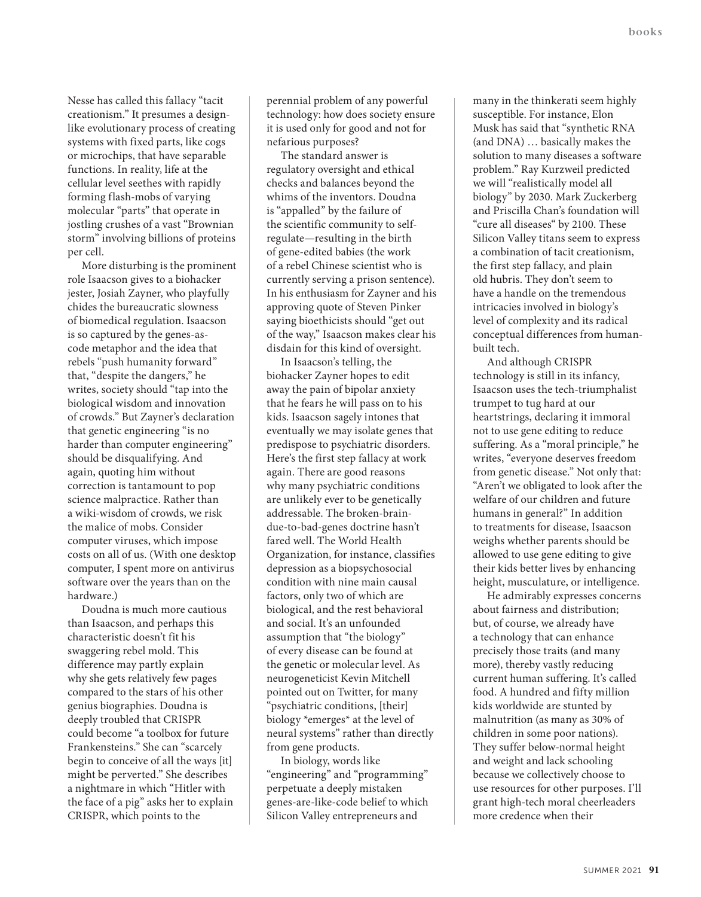Nesse has called this fallacy "tacit creationism." It presumes a design-like evolutionary process of creating systems with fixed parts, like cogs or microchips, that have separable functions. In reality, life at the cellular level seethes with rapidly forming flash-mobs of varying molecular "parts" that operate in jostling crushes of a vast "Brownian storm" involving billions of proteins per cell.

More disturbing is the prominent role Isaacson gives to a biohacker jester, Josiah Zayner, who playfully chides the bureaucratic slowness of biomedical regulation. Isaacson is so captured by the genes-as-code metaphor and the idea that rebels "push humanity forward" that, "despite the dangers," he writes, society should "tap into the biological wisdom and innovation of crowds." But Zayner's declaration that genetic engineering "is no harder than computer engineering" should be disqualifying. And again, quoting him without correction is tantamount to pop science malpractice. Rather than a wiki-wisdom of crowds, we risk the malice of mobs. Consider computer viruses, which impose costs on all of us. (With one desktop computer, I spent more on antivirus software over the years than on the hardware.)

Doudna is much more cautious than Isaacson, and perhaps this characteristic doesn't fit his swaggering rebel mold. This difference may partly explain why she gets relatively few pages compared to the stars of his other genius biographies. Doudna is deeply troubled that CRISPR could become "a toolbox for future Frankensteins." She can "scarcely begin to conceive of all the ways [it] might be perverted." She describes a nightmare in which "Hitler with the face of a pig" asks her to explain CRISPR, which points to the perennial problem of any powerful technology: how does society ensure it is used only for good and not for nefarious purposes?

The standard answer is regulatory oversight and ethical checks and balances beyond the whims of the inventors. Doudna is "appalled" by the failure of the scientific community to self-regulate—resulting in the birth of gene-edited babies (the work of a rebel Chinese scientist who is currently serving a prison sentence). In his enthusiasm for Zayner and his approving quote of Steven Pinker saying bioethicists should "get out of the way," Isaacson makes clear his disdain for this kind of oversight.

In Isaacson's telling, the biohacker Zayner hopes to edit away the pain of bipolar anxiety that he fears he will pass on to his kids. Isaacson sagely intones that eventually we may isolate genes that predispose to psychiatric disorders. Here's the first step fallacy at work again. There are good reasons why many psychiatric conditions are unlikely ever to be genetically addressable. The broken-brain-due-to-bad-genes doctrine hasn't fared well. The World Health Organization, for instance, classifies depression as a biopsychosocial condition with nine main causal factors, only two of which are biological, and the rest behavioral and social. It's an unfounded assumption that "the biology" of every disease can be found at the genetic or molecular level. As neurogeneticist Kevin Mitchell pointed out on Twitter, for many "psychiatric conditions, [their] biology *emerges* at the level of neural systems" rather than directly from gene products.

In biology, words like "engineering" and "programming" perpetuate a deeply mistaken genes-are-like-code belief to which Silicon Valley entrepreneurs and many in the thinkerati seem highly susceptible. For instance, Elon Musk has said that "synthetic RNA (and DNA) … basically makes the solution to many diseases a software problem." Ray Kurzweil predicted we will "realistically model all biology" by 2030. Mark Zuckerberg and Priscilla Chan's foundation will "cure all diseases" by 2100. These Silicon Valley titans seem to express a combination of tacit creationism, the first step fallacy, and plain old hubris. They don't seem to have a handle on the tremendous intricacies involved in biology's level of complexity and its radical conceptual differences from human-built tech.

And although CRISPR technology is still in its infancy, Isaacson uses the tech-triumphalist trumpet to tug hard at our heartstrings, declaring it immoral not to use gene editing to reduce suffering. As a "moral principle," he writes, "everyone deserves freedom from genetic disease." Not only that: "Aren't we obligated to look after the welfare of our children and future humans in general?" In addition to treatments for disease, Isaacson weighs whether parents should be allowed to use gene editing to give their kids better lives by enhancing height, musculature, or intelligence.

He admirably expresses concerns about fairness and distribution; but, of course, we already have a technology that can enhance precisely those traits (and many more), thereby vastly reducing current human suffering. It's called food. A hundred and fifty million kids worldwide are stunted by malnutrition (as many as 30% of children in some poor nations). They suffer below-normal height and weight and lack schooling because we collectively choose to use resources for other purposes. I'll grant high-tech moral cheerleaders more credence when their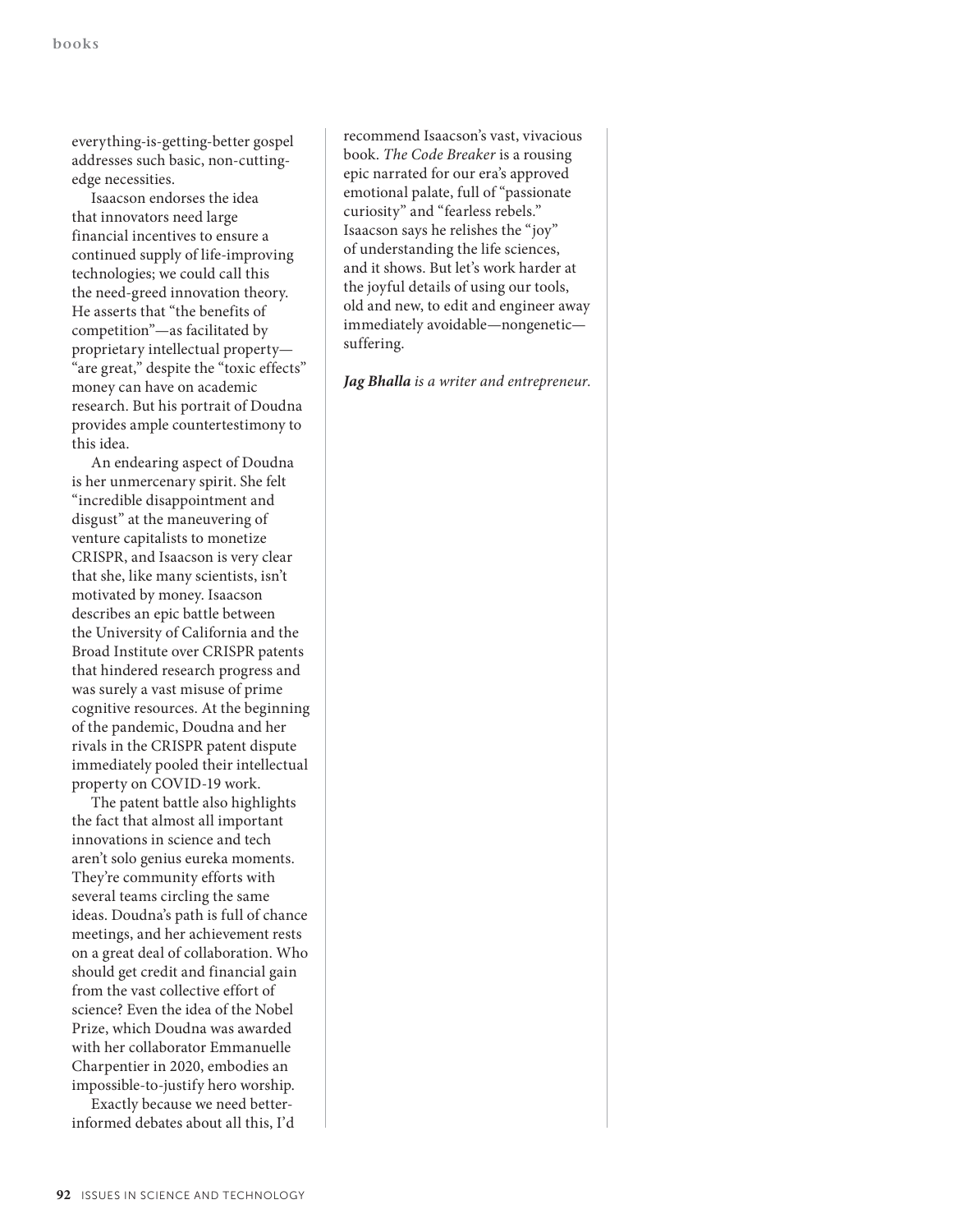everything-is-getting-better gospel addresses such basic, non-cutting-edge necessities.

Isaacson endorses the idea that innovators need large financial incentives to ensure a continued supply of life-improving technologies; we could call this the need-greed innovation theory. He asserts that "the benefits of competition"—as facilitated by proprietary intellectual property—"are great," despite the "toxic effects" money can have on academic research. But his portrait of Doudna provides ample countertestimony to this idea.

An endearing aspect of Doudna is her unmercenary spirit. She felt "incredible disappointment and disgust" at the maneuvering of venture capitalists to monetize CRISPR, and Isaacson is very clear that she, like many scientists, isn't motivated by money. Isaacson describes an epic battle between the University of California and the Broad Institute over CRISPR patents that hindered research progress and was surely a vast misuse of prime cognitive resources. At the beginning of the pandemic, Doudna and her rivals in the CRISPR patent dispute immediately pooled their intellectual property on COVID-19 work.

The patent battle also highlights the fact that almost all important innovations in science and tech aren't solo genius eureka moments. They're community efforts with several teams circling the same ideas. Doudna's path is full of chance meetings, and her achievement rests on a great deal of collaboration. Who should get credit and financial gain from the vast collective effort of science? Even the idea of the Nobel Prize, which Doudna was awarded with her collaborator Emmanuelle Charpentier in 2020, embodies an impossible-to-justify hero worship.

Exactly because we need better-informed debates about all this, I'd recommend Isaacson's vast, vivacious book. *The Code Breaker* is a rousing epic narrated for our era's approved emotional palate, full of "passionate curiosity" and "fearless rebels." Isaacson says he relishes the "joy" of understanding the life sciences, and it shows. But let's work harder at the joyful details of using our tools, old and new, to edit and engineer away immediately avoidable—nongenetic—suffering.

***Jag Bhalla*** *is a writer and entrepreneur.*